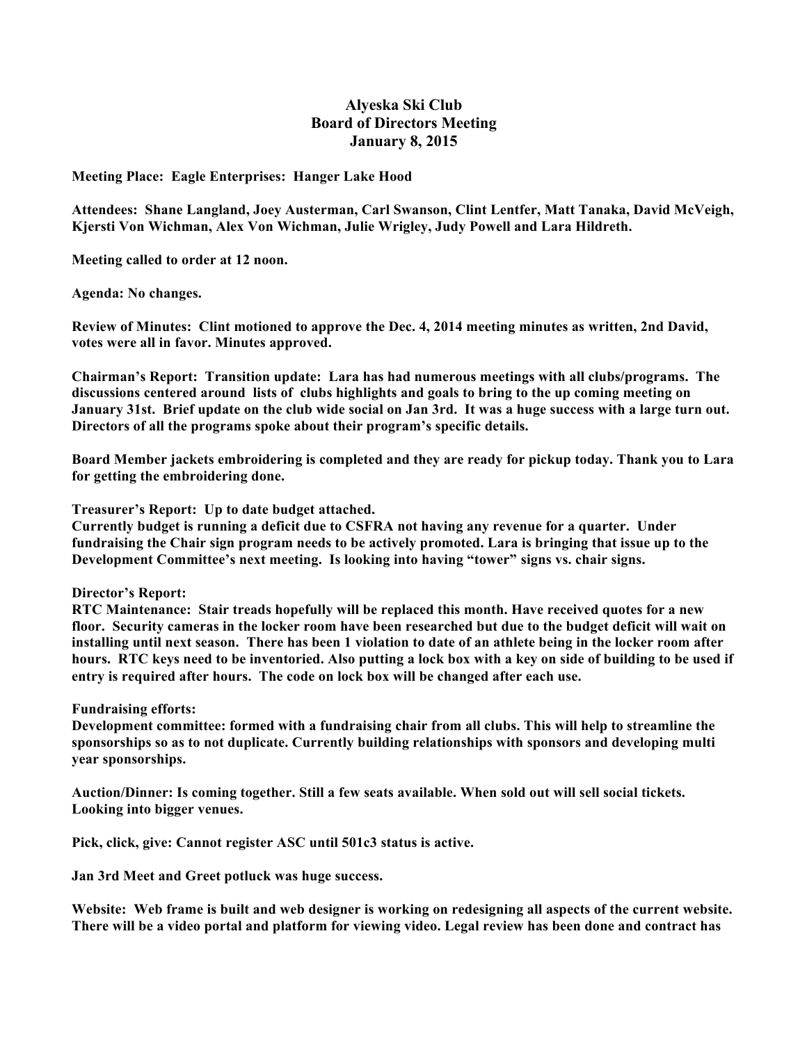# Alyeska Ski Club
## Board of Directors Meeting
## January 8, 2015

**Meeting Place: Eagle Enterprises: Hanger Lake Hood**

**Attendees: Shane Langland, Joey Austerman, Carl Swanson, Clint Lentfer, Matt Tanaka, David McVeigh, Kjersti Von Wichman, Alex Von Wichman, Julie Wrigley, Judy Powell and Lara Hildreth.**

**Meeting called to order at 12 noon.**

**Agenda: No changes.**

**Review of Minutes: Clint motioned to approve the Dec. 4, 2014 meeting minutes as written, 2nd David, votes were all in favor. Minutes approved.**

**Chairman's Report: Transition update: Lara has had numerous meetings with all clubs/programs. The discussions centered around lists of clubs highlights and goals to bring to the up coming meeting on January 31st. Brief update on the club wide social on Jan 3rd. It was a huge success with a large turn out. Directors of all the programs spoke about their program's specific details.**

**Board Member jackets embroidering is completed and they are ready for pickup today. Thank you to Lara for getting the embroidering done.**

**Treasurer's Report: Up to date budget attached.**
**Currently budget is running a deficit due to CSFRA not having any revenue for a quarter. Under fundraising the Chair sign program needs to be actively promoted. Lara is bringing that issue up to the Development Committee's next meeting. Is looking into having "tower" signs vs. chair signs.**

**Director's Report:**
**RTC Maintenance: Stair treads hopefully will be replaced this month. Have received quotes for a new floor. Security cameras in the locker room have been researched but due to the budget deficit will wait on installing until next season. There has been 1 violation to date of an athlete being in the locker room after hours. RTC keys need to be inventoried. Also putting a lock box with a key on side of building to be used if entry is required after hours. The code on lock box will be changed after each use.**

**Fundraising efforts:**
**Development committee: formed with a fundraising chair from all clubs. This will help to streamline the sponsorships so as to not duplicate. Currently building relationships with sponsors and developing multi year sponsorships.**

**Auction/Dinner: Is coming together. Still a few seats available. When sold out will sell social tickets. Looking into bigger venues.**

**Pick, click, give: Cannot register ASC until 501c3 status is active.**

**Jan 3rd Meet and Greet potluck was huge success.**

**Website: Web frame is built and web designer is working on redesigning all aspects of the current website. There will be a video portal and platform for viewing video. Legal review has been done and contract has**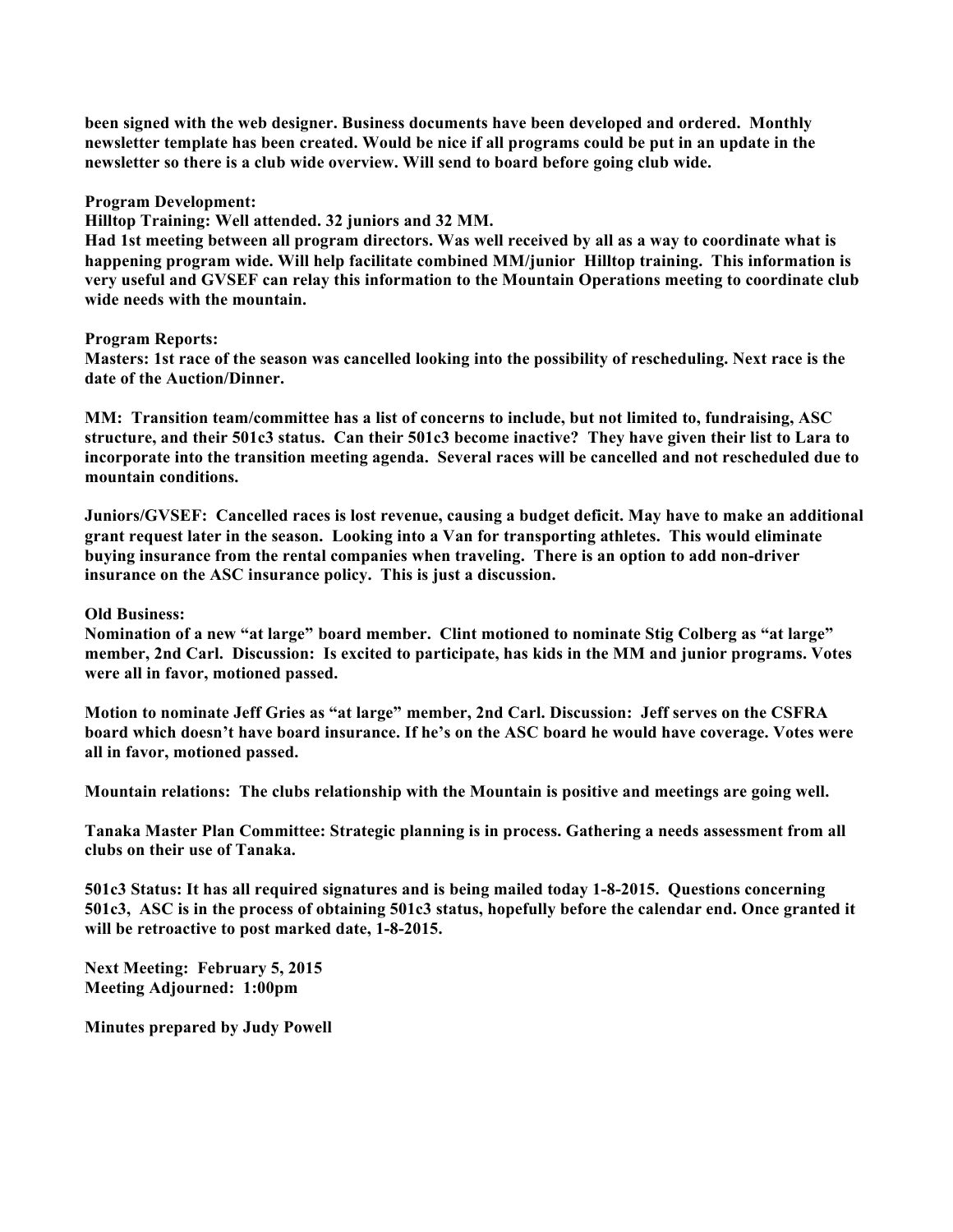**been signed with the web designer. Business documents have been developed and ordered. Monthly newsletter template has been created. Would be nice if all programs could be put in an update in the newsletter so there is a club wide overview. Will send to board before going club wide.**

**Program Development:**
**Hilltop Training: Well attended. 32 juniors and 32 MM.**
**Had 1st meeting between all program directors. Was well received by all as a way to coordinate what is happening program wide. Will help facilitate combined MM/junior Hilltop training. This information is very useful and GVSEF can relay this information to the Mountain Operations meeting to coordinate club wide needs with the mountain.**

**Program Reports:**
**Masters: 1st race of the season was cancelled looking into the possibility of rescheduling. Next race is the date of the Auction/Dinner.**

**MM: Transition team/committee has a list of concerns to include, but not limited to, fundraising, ASC structure, and their 501c3 status. Can their 501c3 become inactive? They have given their list to Lara to incorporate into the transition meeting agenda. Several races will be cancelled and not rescheduled due to mountain conditions.**

**Juniors/GVSEF: Cancelled races is lost revenue, causing a budget deficit. May have to make an additional grant request later in the season. Looking into a Van for transporting athletes. This would eliminate buying insurance from the rental companies when traveling. There is an option to add non-driver insurance on the ASC insurance policy. This is just a discussion.**

**Old Business:**
**Nomination of a new "at large" board member. Clint motioned to nominate Stig Colberg as "at large" member, 2nd Carl. Discussion: Is excited to participate, has kids in the MM and junior programs. Votes were all in favor, motioned passed.**

**Motion to nominate Jeff Gries as "at large" member, 2nd Carl. Discussion: Jeff serves on the CSFRA board which doesn't have board insurance. If he's on the ASC board he would have coverage. Votes were all in favor, motioned passed.**

**Mountain relations: The clubs relationship with the Mountain is positive and meetings are going well.**

**Tanaka Master Plan Committee: Strategic planning is in process. Gathering a needs assessment from all clubs on their use of Tanaka.**

**501c3 Status: It has all required signatures and is being mailed today 1-8-2015. Questions concerning 501c3, ASC is in the process of obtaining 501c3 status, hopefully before the calendar end. Once granted it will be retroactive to post marked date, 1-8-2015.**

**Next Meeting: February 5, 2015**
**Meeting Adjourned: 1:00pm**

**Minutes prepared by Judy Powell**